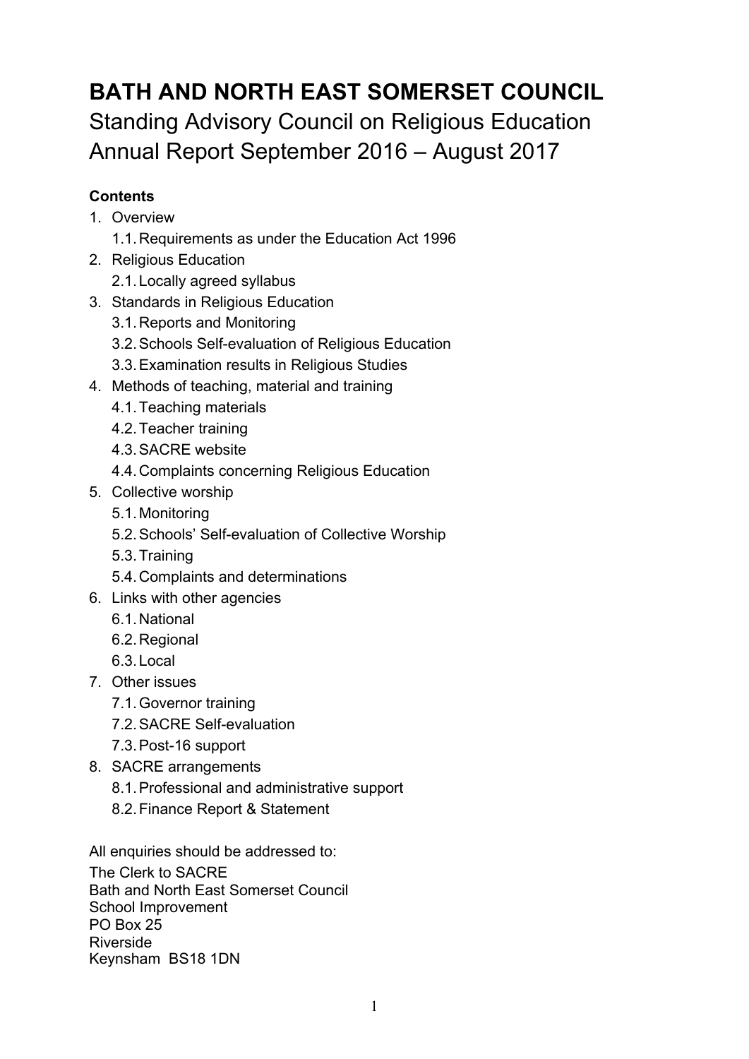# BATH AND NORTH EAST SOMERSET COUNCIL

Standing Advisory Council on Religious Education
Annual Report September 2016 – August 2017

**Contents**

1. Overview
   1.1. Requirements as under the Education Act 1996
2. Religious Education
   2.1. Locally agreed syllabus
3. Standards in Religious Education
   3.1. Reports and Monitoring
   3.2. Schools Self-evaluation of Religious Education
   3.3. Examination results in Religious Studies
4. Methods of teaching, material and training
   4.1. Teaching materials
   4.2. Teacher training
   4.3. SACRE website
   4.4. Complaints concerning Religious Education
5. Collective worship
   5.1. Monitoring
   5.2. Schools' Self-evaluation of Collective Worship
   5.3. Training
   5.4. Complaints and determinations
6. Links with other agencies
   6.1. National
   6.2. Regional
   6.3. Local
7. Other issues
   7.1. Governor training
   7.2. SACRE Self-evaluation
   7.3. Post-16 support
8. SACRE arrangements
   8.1. Professional and administrative support
   8.2. Finance Report & Statement

All enquiries should be addressed to:
The Clerk to SACRE
Bath and North East Somerset Council
School Improvement
PO Box 25
Riverside
Keynsham BS18 1DN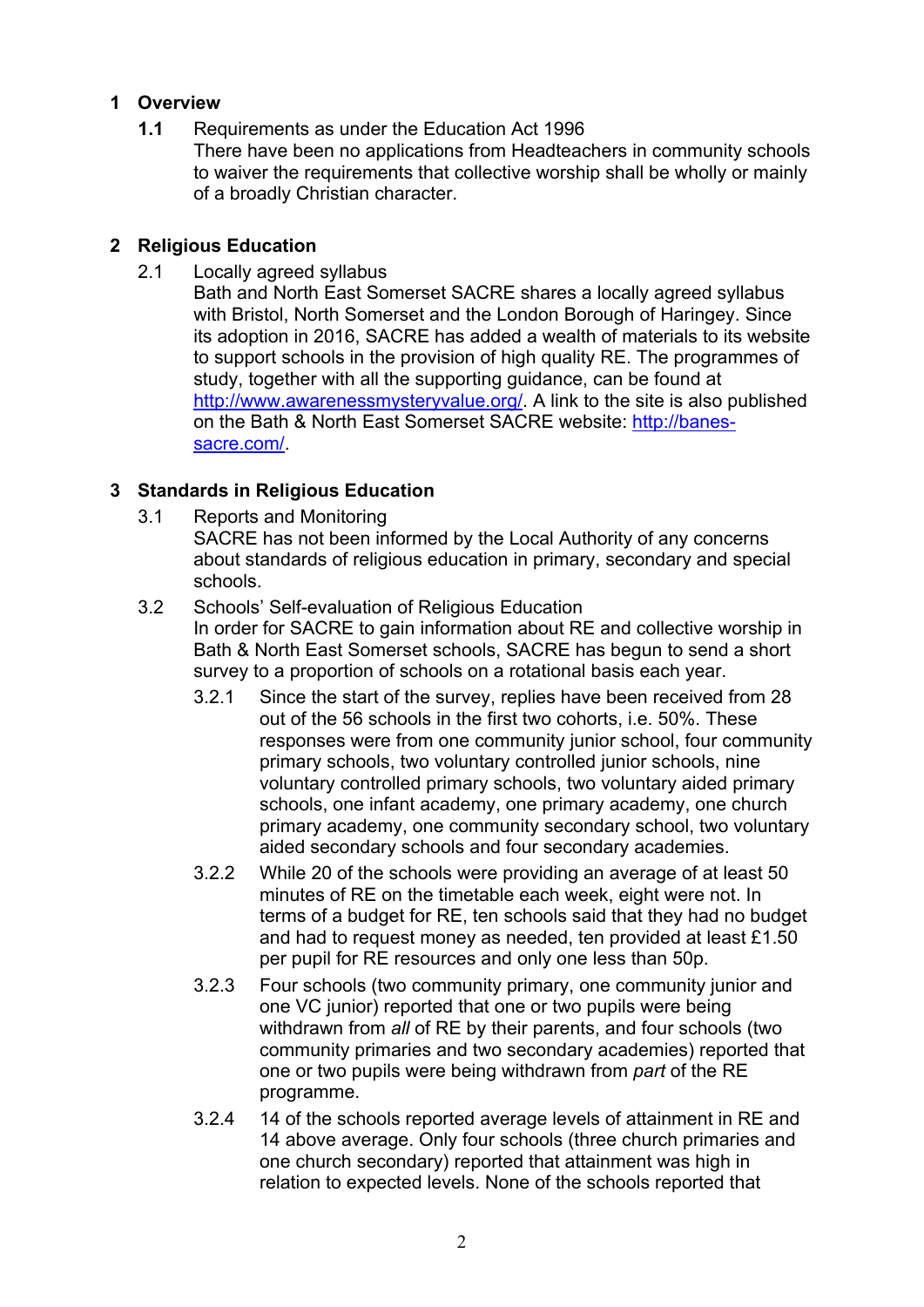## 1 Overview

**1.1** Requirements as under the Education Act 1996

There have been no applications from Headteachers in community schools to waiver the requirements that collective worship shall be wholly or mainly of a broadly Christian character.

## 2 Religious Education

2.1 Locally agreed syllabus

Bath and North East Somerset SACRE shares a locally agreed syllabus with Bristol, North Somerset and the London Borough of Haringey. Since its adoption in 2016, SACRE has added a wealth of materials to its website to support schools in the provision of high quality RE. The programmes of study, together with all the supporting guidance, can be found at [http://www.awarenessmysteryvalue.org/](http://www.awarenessmysteryvalue.org/). A link to the site is also published on the Bath & North East Somerset SACRE website: [http://banes-sacre.com/](http://banes-sacre.com/).

## 3 Standards in Religious Education

3.1 Reports and Monitoring

SACRE has not been informed by the Local Authority of any concerns about standards of religious education in primary, secondary and special schools.

3.2 Schools' Self-evaluation of Religious Education

In order for SACRE to gain information about RE and collective worship in Bath & North East Somerset schools, SACRE has begun to send a short survey to a proportion of schools on a rotational basis each year.

3.2.1 Since the start of the survey, replies have been received from 28 out of the 56 schools in the first two cohorts, i.e. 50%. These responses were from one community junior school, four community primary schools, two voluntary controlled junior schools, nine voluntary controlled primary schools, two voluntary aided primary schools, one infant academy, one primary academy, one church primary academy, one community secondary school, two voluntary aided secondary schools and four secondary academies.

3.2.2 While 20 of the schools were providing an average of at least 50 minutes of RE on the timetable each week, eight were not. In terms of a budget for RE, ten schools said that they had no budget and had to request money as needed, ten provided at least £1.50 per pupil for RE resources and only one less than 50p.

3.2.3 Four schools (two community primary, one community junior and one VC junior) reported that one or two pupils were being withdrawn from *all* of RE by their parents, and four schools (two community primaries and two secondary academies) reported that one or two pupils were being withdrawn from *part* of the RE programme.

3.2.4 14 of the schools reported average levels of attainment in RE and 14 above average. Only four schools (three church primaries and one church secondary) reported that attainment was high in relation to expected levels. None of the schools reported that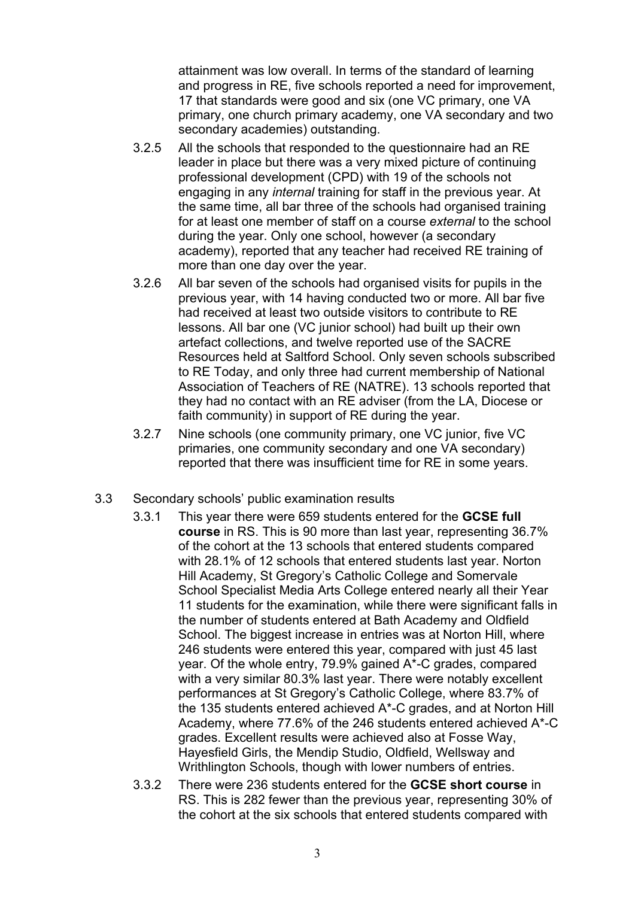attainment was low overall. In terms of the standard of learning and progress in RE, five schools reported a need for improvement, 17 that standards were good and six (one VC primary, one VA primary, one church primary academy, one VA secondary and two secondary academies) outstanding.

3.2.5 All the schools that responded to the questionnaire had an RE leader in place but there was a very mixed picture of continuing professional development (CPD) with 19 of the schools not engaging in any *internal* training for staff in the previous year. At the same time, all bar three of the schools had organised training for at least one member of staff on a course *external* to the school during the year. Only one school, however (a secondary academy), reported that any teacher had received RE training of more than one day over the year.

3.2.6 All bar seven of the schools had organised visits for pupils in the previous year, with 14 having conducted two or more. All bar five had received at least two outside visitors to contribute to RE lessons. All bar one (VC junior school) had built up their own artefact collections, and twelve reported use of the SACRE Resources held at Saltford School. Only seven schools subscribed to RE Today, and only three had current membership of National Association of Teachers of RE (NATRE). 13 schools reported that they had no contact with an RE adviser (from the LA, Diocese or faith community) in support of RE during the year.

3.2.7 Nine schools (one community primary, one VC junior, five VC primaries, one community secondary and one VA secondary) reported that there was insufficient time for RE in some years.

3.3 Secondary schools' public examination results

3.3.1 This year there were 659 students entered for the **GCSE full course** in RS. This is 90 more than last year, representing 36.7% of the cohort at the 13 schools that entered students compared with 28.1% of 12 schools that entered students last year. Norton Hill Academy, St Gregory's Catholic College and Somervale School Specialist Media Arts College entered nearly all their Year 11 students for the examination, while there were significant falls in the number of students entered at Bath Academy and Oldfield School. The biggest increase in entries was at Norton Hill, where 246 students were entered this year, compared with just 45 last year. Of the whole entry, 79.9% gained A*-C grades, compared with a very similar 80.3% last year. There were notably excellent performances at St Gregory's Catholic College, where 83.7% of the 135 students entered achieved A*-C grades, and at Norton Hill Academy, where 77.6% of the 246 students entered achieved A*-C grades. Excellent results were achieved also at Fosse Way, Hayesfield Girls, the Mendip Studio, Oldfield, Wellsway and Writhlington Schools, though with lower numbers of entries.

3.3.2 There were 236 students entered for the **GCSE short course** in RS. This is 282 fewer than the previous year, representing 30% of the cohort at the six schools that entered students compared with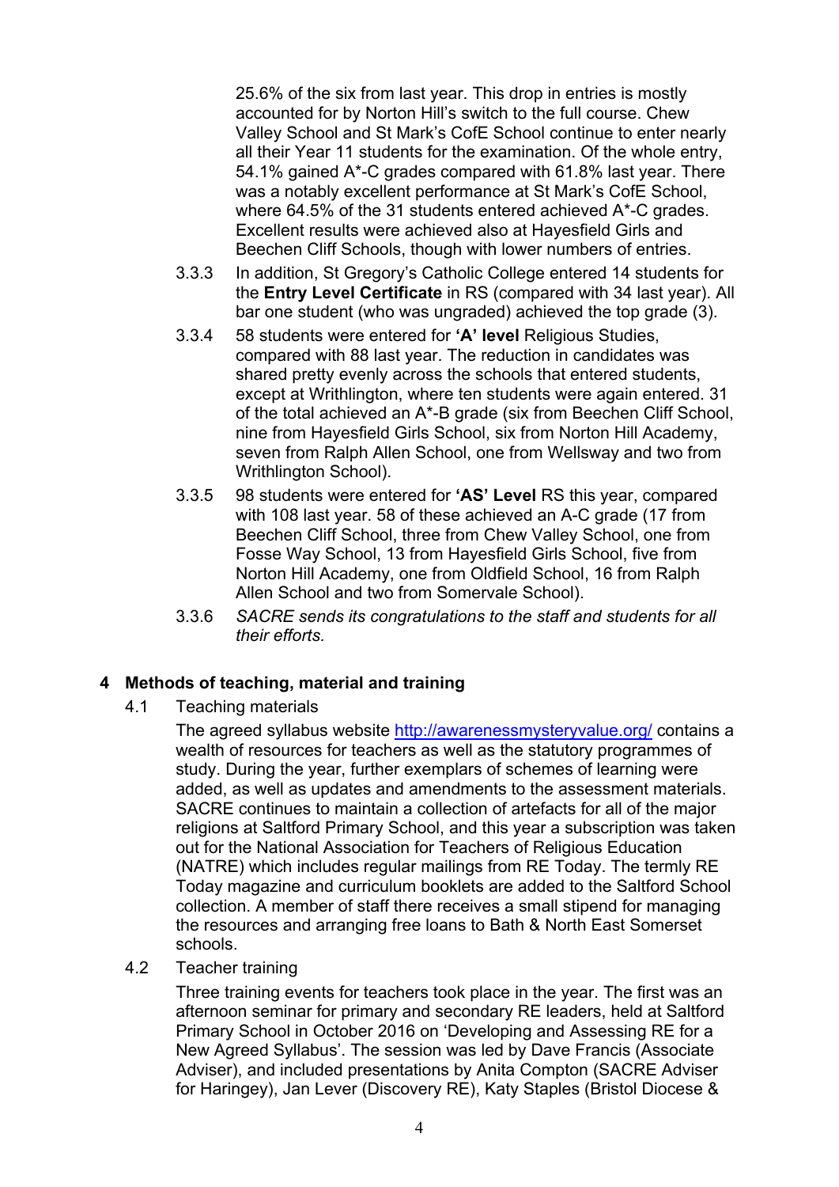25.6% of the six from last year. This drop in entries is mostly accounted for by Norton Hill's switch to the full course. Chew Valley School and St Mark's CofE School continue to enter nearly all their Year 11 students for the examination. Of the whole entry, 54.1% gained A*-C grades compared with 61.8% last year. There was a notably excellent performance at St Mark's CofE School, where 64.5% of the 31 students entered achieved A*-C grades. Excellent results were achieved also at Hayesfield Girls and Beechen Cliff Schools, though with lower numbers of entries.

3.3.3 In addition, St Gregory's Catholic College entered 14 students for the **Entry Level Certificate** in RS (compared with 34 last year). All bar one student (who was ungraded) achieved the top grade (3).

3.3.4 58 students were entered for **'A' level** Religious Studies, compared with 88 last year. The reduction in candidates was shared pretty evenly across the schools that entered students, except at Writhlington, where ten students were again entered. 31 of the total achieved an A*-B grade (six from Beechen Cliff School, nine from Hayesfield Girls School, six from Norton Hill Academy, seven from Ralph Allen School, one from Wellsway and two from Writhlington School).

3.3.5 98 students were entered for **'AS' Level** RS this year, compared with 108 last year. 58 of these achieved an A-C grade (17 from Beechen Cliff School, three from Chew Valley School, one from Fosse Way School, 13 from Hayesfield Girls School, five from Norton Hill Academy, one from Oldfield School, 16 from Ralph Allen School and two from Somervale School).

3.3.6 *SACRE sends its congratulations to the staff and students for all their efforts.*

## 4 Methods of teaching, material and training

### 4.1 Teaching materials

The agreed syllabus website http://awarenessmysteryvalue.org/ contains a wealth of resources for teachers as well as the statutory programmes of study. During the year, further exemplars of schemes of learning were added, as well as updates and amendments to the assessment materials. SACRE continues to maintain a collection of artefacts for all of the major religions at Saltford Primary School, and this year a subscription was taken out for the National Association for Teachers of Religious Education (NATRE) which includes regular mailings from RE Today. The termly RE Today magazine and curriculum booklets are added to the Saltford School collection. A member of staff there receives a small stipend for managing the resources and arranging free loans to Bath & North East Somerset schools.

### 4.2 Teacher training

Three training events for teachers took place in the year. The first was an afternoon seminar for primary and secondary RE leaders, held at Saltford Primary School in October 2016 on 'Developing and Assessing RE for a New Agreed Syllabus'. The session was led by Dave Francis (Associate Adviser), and included presentations by Anita Compton (SACRE Adviser for Haringey), Jan Lever (Discovery RE), Katy Staples (Bristol Diocese &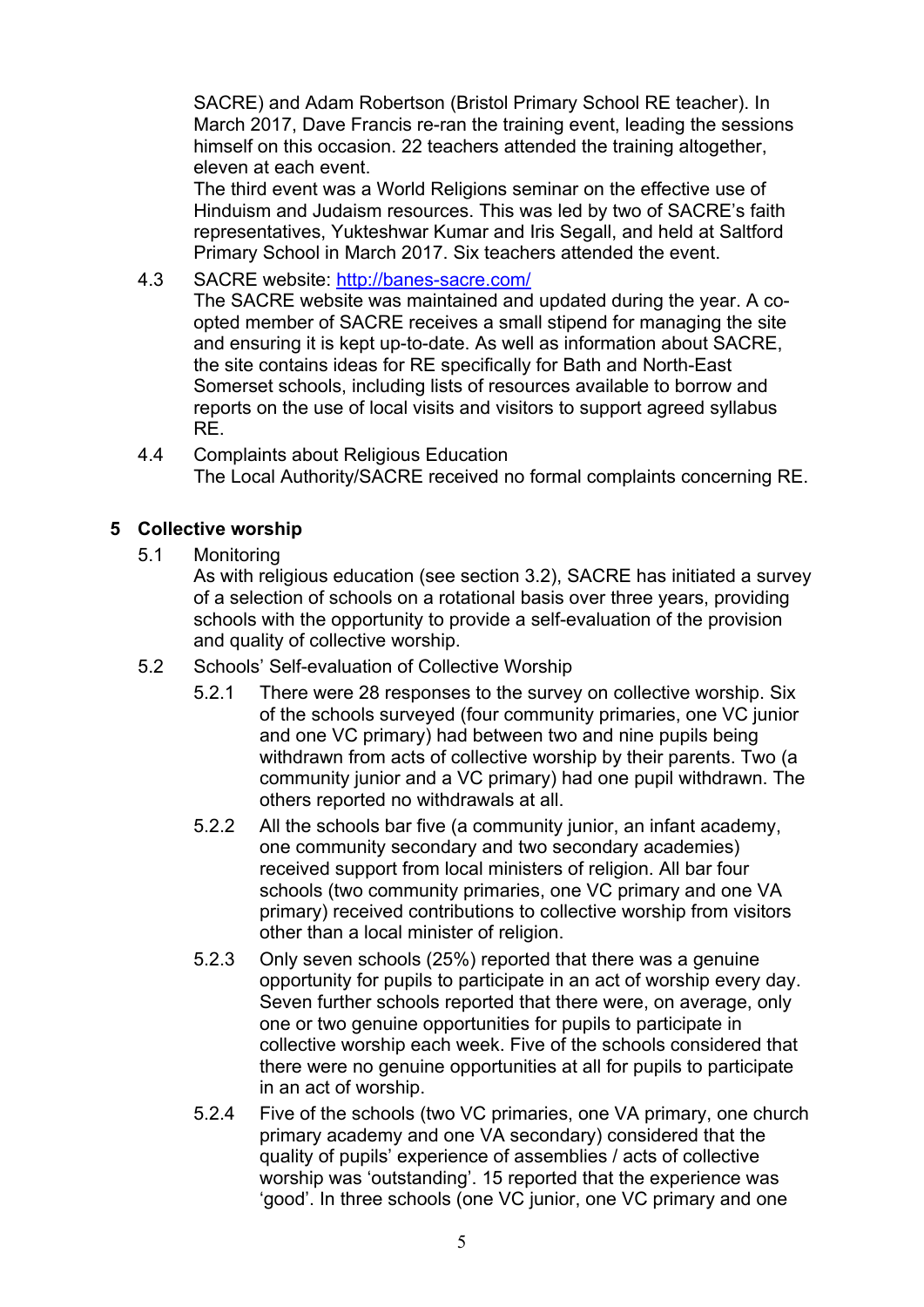SACRE) and Adam Robertson (Bristol Primary School RE teacher). In March 2017, Dave Francis re-ran the training event, leading the sessions himself on this occasion. 22 teachers attended the training altogether, eleven at each event.

The third event was a World Religions seminar on the effective use of Hinduism and Judaism resources. This was led by two of SACRE's faith representatives, Yukteshwar Kumar and Iris Segall, and held at Saltford Primary School in March 2017. Six teachers attended the event.

4.3 SACRE website: [http://banes-sacre.com/](http://banes-sacre.com/)

The SACRE website was maintained and updated during the year. A co-opted member of SACRE receives a small stipend for managing the site and ensuring it is kept up-to-date. As well as information about SACRE, the site contains ideas for RE specifically for Bath and North-East Somerset schools, including lists of resources available to borrow and reports on the use of local visits and visitors to support agreed syllabus RE.

4.4 Complaints about Religious Education

The Local Authority/SACRE received no formal complaints concerning RE.

## 5 Collective worship

5.1 Monitoring

As with religious education (see section 3.2), SACRE has initiated a survey of a selection of schools on a rotational basis over three years, providing schools with the opportunity to provide a self-evaluation of the provision and quality of collective worship.

5.2 Schools' Self-evaluation of Collective Worship

5.2.1 There were 28 responses to the survey on collective worship. Six of the schools surveyed (four community primaries, one VC junior and one VC primary) had between two and nine pupils being withdrawn from acts of collective worship by their parents. Two (a community junior and a VC primary) had one pupil withdrawn. The others reported no withdrawals at all.

5.2.2 All the schools bar five (a community junior, an infant academy, one community secondary and two secondary academies) received support from local ministers of religion. All bar four schools (two community primaries, one VC primary and one VA primary) received contributions to collective worship from visitors other than a local minister of religion.

5.2.3 Only seven schools (25%) reported that there was a genuine opportunity for pupils to participate in an act of worship every day. Seven further schools reported that there were, on average, only one or two genuine opportunities for pupils to participate in collective worship each week. Five of the schools considered that there were no genuine opportunities at all for pupils to participate in an act of worship.

5.2.4 Five of the schools (two VC primaries, one VA primary, one church primary academy and one VA secondary) considered that the quality of pupils' experience of assemblies / acts of collective worship was 'outstanding'. 15 reported that the experience was 'good'. In three schools (one VC junior, one VC primary and one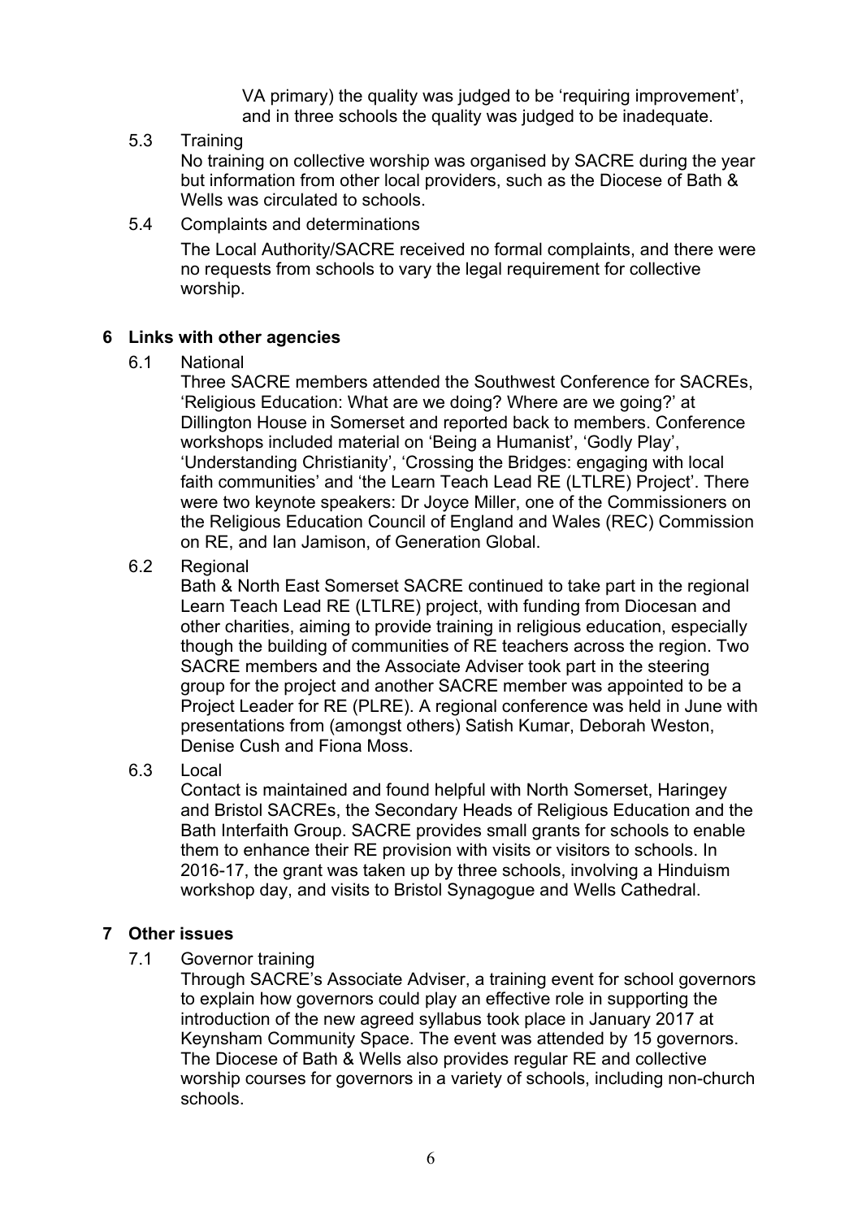VA primary) the quality was judged to be 'requiring improvement', and in three schools the quality was judged to be inadequate.

5.3 Training

No training on collective worship was organised by SACRE during the year but information from other local providers, such as the Diocese of Bath & Wells was circulated to schools.

5.4 Complaints and determinations

The Local Authority/SACRE received no formal complaints, and there were no requests from schools to vary the legal requirement for collective worship.

## 6 Links with other agencies

6.1 National

Three SACRE members attended the Southwest Conference for SACREs, 'Religious Education: What are we doing? Where are we going?' at Dillington House in Somerset and reported back to members. Conference workshops included material on 'Being a Humanist', 'Godly Play', 'Understanding Christianity', 'Crossing the Bridges: engaging with local faith communities' and 'the Learn Teach Lead RE (LTLRE) Project'. There were two keynote speakers: Dr Joyce Miller, one of the Commissioners on the Religious Education Council of England and Wales (REC) Commission on RE, and Ian Jamison, of Generation Global.

6.2 Regional

Bath & North East Somerset SACRE continued to take part in the regional Learn Teach Lead RE (LTLRE) project, with funding from Diocesan and other charities, aiming to provide training in religious education, especially though the building of communities of RE teachers across the region. Two SACRE members and the Associate Adviser took part in the steering group for the project and another SACRE member was appointed to be a Project Leader for RE (PLRE). A regional conference was held in June with presentations from (amongst others) Satish Kumar, Deborah Weston, Denise Cush and Fiona Moss.

6.3 Local

Contact is maintained and found helpful with North Somerset, Haringey and Bristol SACREs, the Secondary Heads of Religious Education and the Bath Interfaith Group. SACRE provides small grants for schools to enable them to enhance their RE provision with visits or visitors to schools. In 2016-17, the grant was taken up by three schools, involving a Hinduism workshop day, and visits to Bristol Synagogue and Wells Cathedral.

## 7 Other issues

7.1 Governor training

Through SACRE's Associate Adviser, a training event for school governors to explain how governors could play an effective role in supporting the introduction of the new agreed syllabus took place in January 2017 at Keynsham Community Space. The event was attended by 15 governors. The Diocese of Bath & Wells also provides regular RE and collective worship courses for governors in a variety of schools, including non-church schools.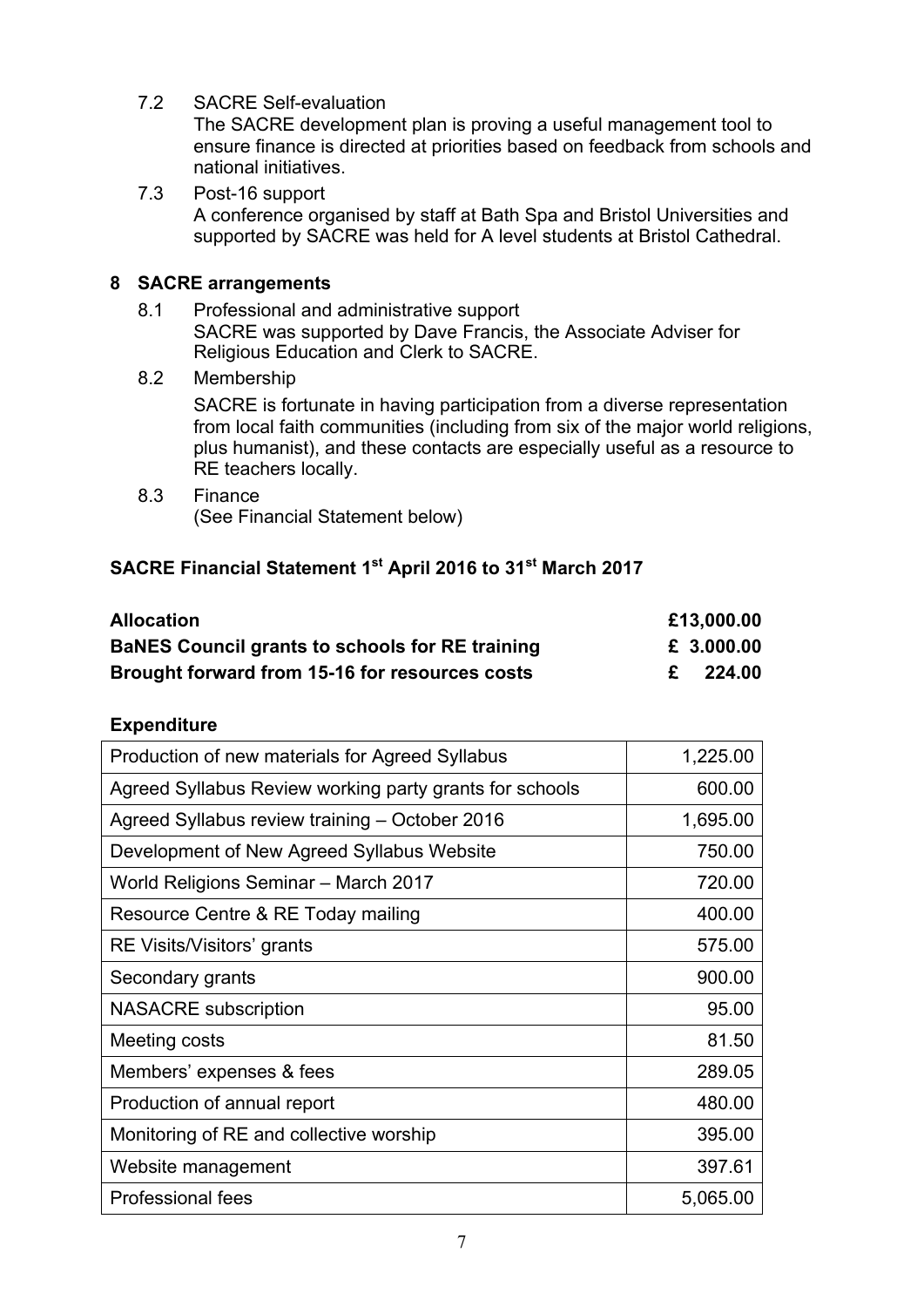7.2 SACRE Self-evaluation

The SACRE development plan is proving a useful management tool to ensure finance is directed at priorities based on feedback from schools and national initiatives.

7.3 Post-16 support

A conference organised by staff at Bath Spa and Bristol Universities and supported by SACRE was held for A level students at Bristol Cathedral.

## 8 SACRE arrangements

8.1 Professional and administrative support

SACRE was supported by Dave Francis, the Associate Adviser for Religious Education and Clerk to SACRE.

8.2 Membership

SACRE is fortunate in having participation from a diverse representation from local faith communities (including from six of the major world religions, plus humanist), and these contacts are especially useful as a resource to RE teachers locally.

8.3 Finance

(See Financial Statement below)

### SACRE Financial Statement 1st April 2016 to 31st March 2017

| | |
|---|---|
| **Allocation** | **£13,000.00** |
| **BaNES Council grants to schools for RE training** | **£ 3.000.00** |
| **Brought forward from 15-16 for resources costs** | **£ 224.00** |

**Expenditure**

| | |
|---|---|
| Production of new materials for Agreed Syllabus | 1,225.00 |
| Agreed Syllabus Review working party grants for schools | 600.00 |
| Agreed Syllabus review training – October 2016 | 1,695.00 |
| Development of New Agreed Syllabus Website | 750.00 |
| World Religions Seminar – March 2017 | 720.00 |
| Resource Centre & RE Today mailing | 400.00 |
| RE Visits/Visitors' grants | 575.00 |
| Secondary grants | 900.00 |
| NASACRE subscription | 95.00 |
| Meeting costs | 81.50 |
| Members' expenses & fees | 289.05 |
| Production of annual report | 480.00 |
| Monitoring of RE and collective worship | 395.00 |
| Website management | 397.61 |
| Professional fees | 5,065.00 |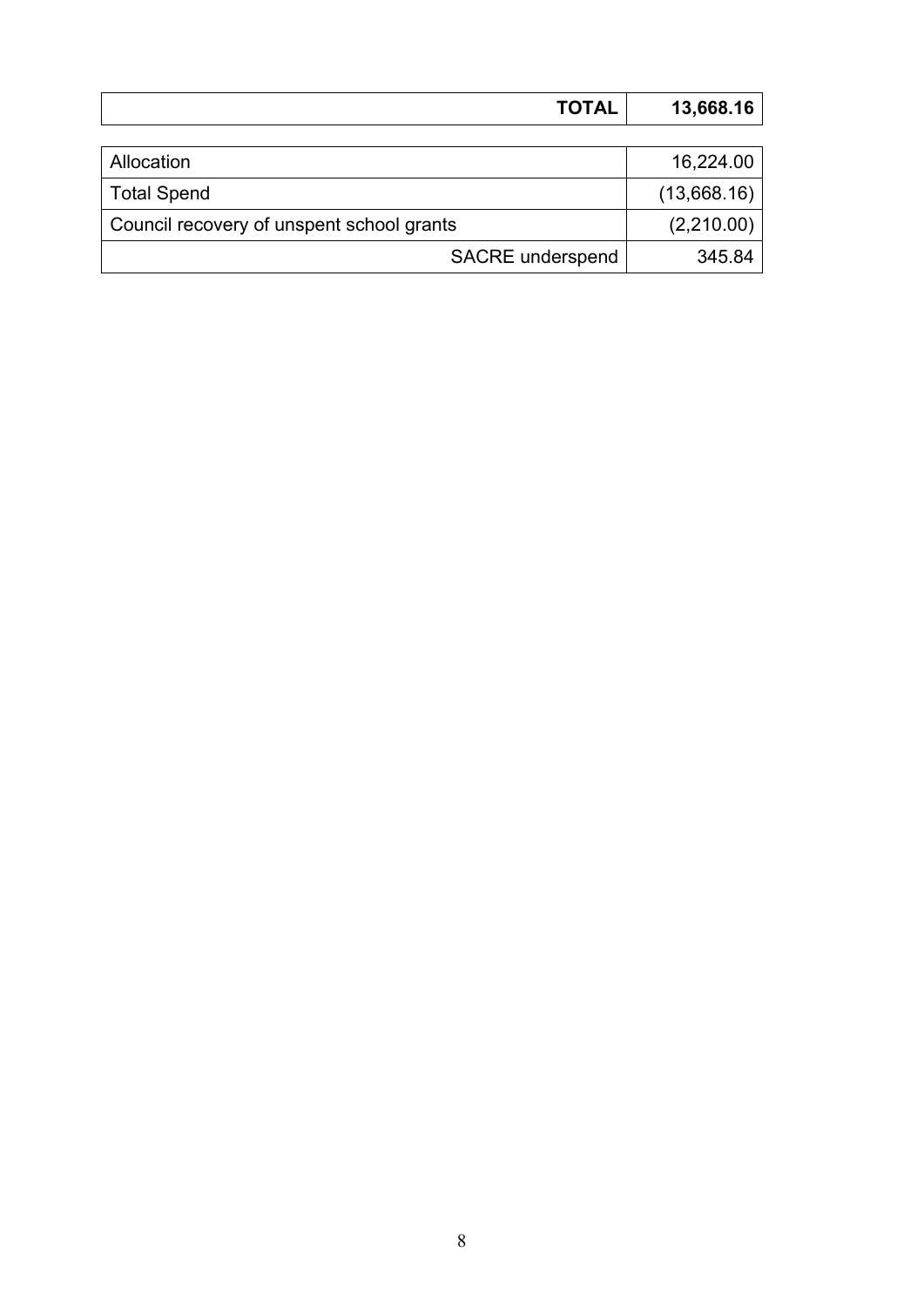| | |
|---|---|
| **TOTAL** | **13,668.16** |

| | |
|---|---|
| Allocation | 16,224.00 |
| Total Spend | (13,668.16) |
| Council recovery of unspent school grants | (2,210.00) |
| SACRE underspend | 345.84 |